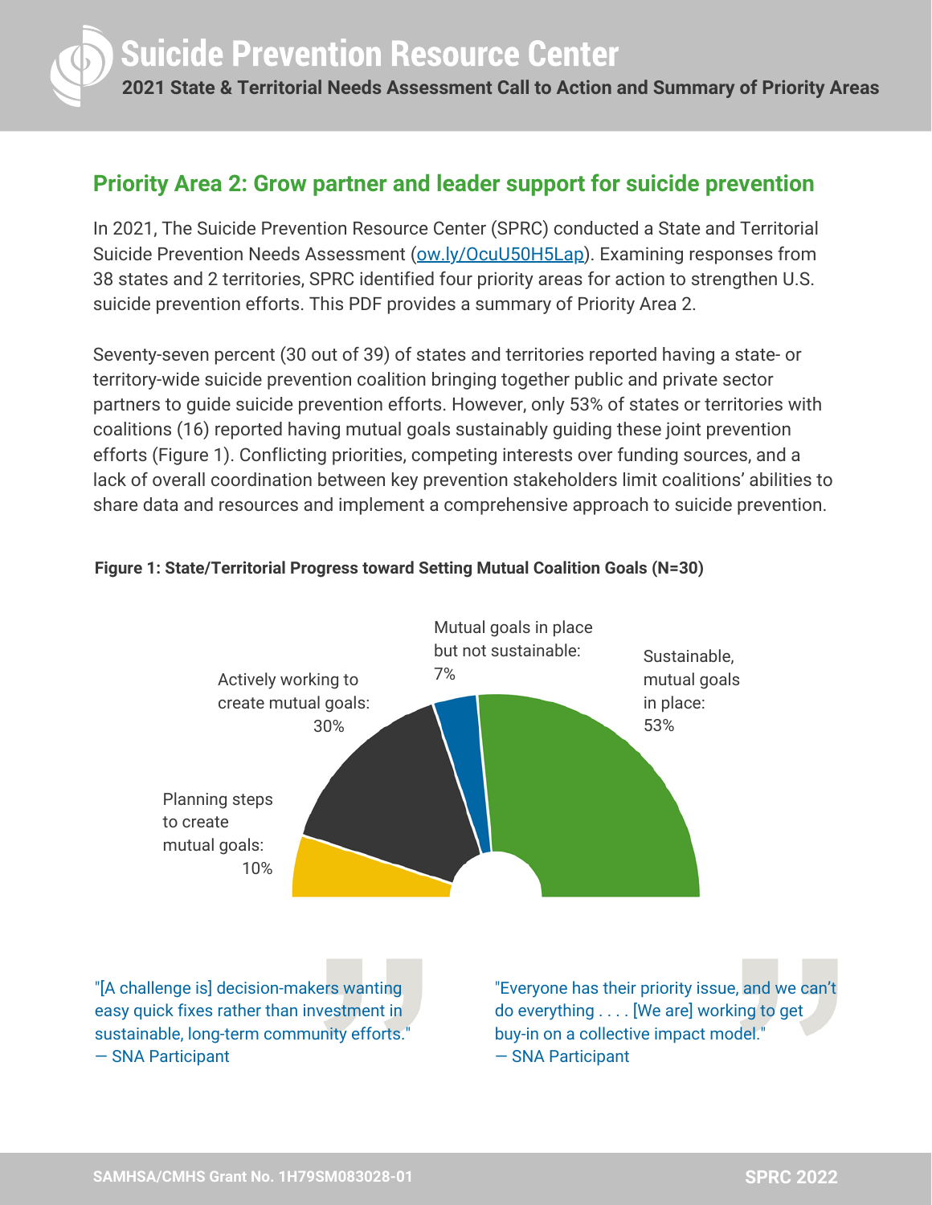# Suicide Prevention Resource Center

**2021 State & Territorial Needs Assessment Call to Action and Summary of Priority Areas**

## Priority Area 2: Grow partner and leader support for suicide prevention

In 2021, The Suicide Prevention Resource Center (SPRC) conducted a State and Territorial Suicide Prevention Needs Assessment (ow.ly/OcuU50H5Lap). Examining responses from 38 states and 2 territories, SPRC identified four priority areas for action to strengthen U.S. suicide prevention efforts. This PDF provides a summary of Priority Area 2.

Seventy-seven percent (30 out of 39) of states and territories reported having a state- or territory-wide suicide prevention coalition bringing together public and private sector partners to guide suicide prevention efforts. However, only 53% of states or territories with coalitions (16) reported having mutual goals sustainably guiding these joint prevention efforts (Figure 1). Conflicting priorities, competing interests over funding sources, and a lack of overall coordination between key prevention stakeholders limit coalitions' abilities to share data and resources and implement a comprehensive approach to suicide prevention.

**Figure 1: State/Territorial Progress toward Setting Mutual Coalition Goals (N=30)**

- Planning steps to create mutual goals: 10%
- Actively working to create mutual goals: 30%
- Mutual goals in place but not sustainable: 7%
- Sustainable, mutual goals in place: 53%

"[A challenge is] decision-makers wanting easy quick fixes rather than investment in sustainable, long-term community efforts."
— SNA Participant

"Everyone has their priority issue, and we can't do everything . . . . [We are] working to get buy-in on a collective impact model."
— SNA Participant

SAMHSA/CMHS Grant No. 1H79SM083028-01

SPRC 2022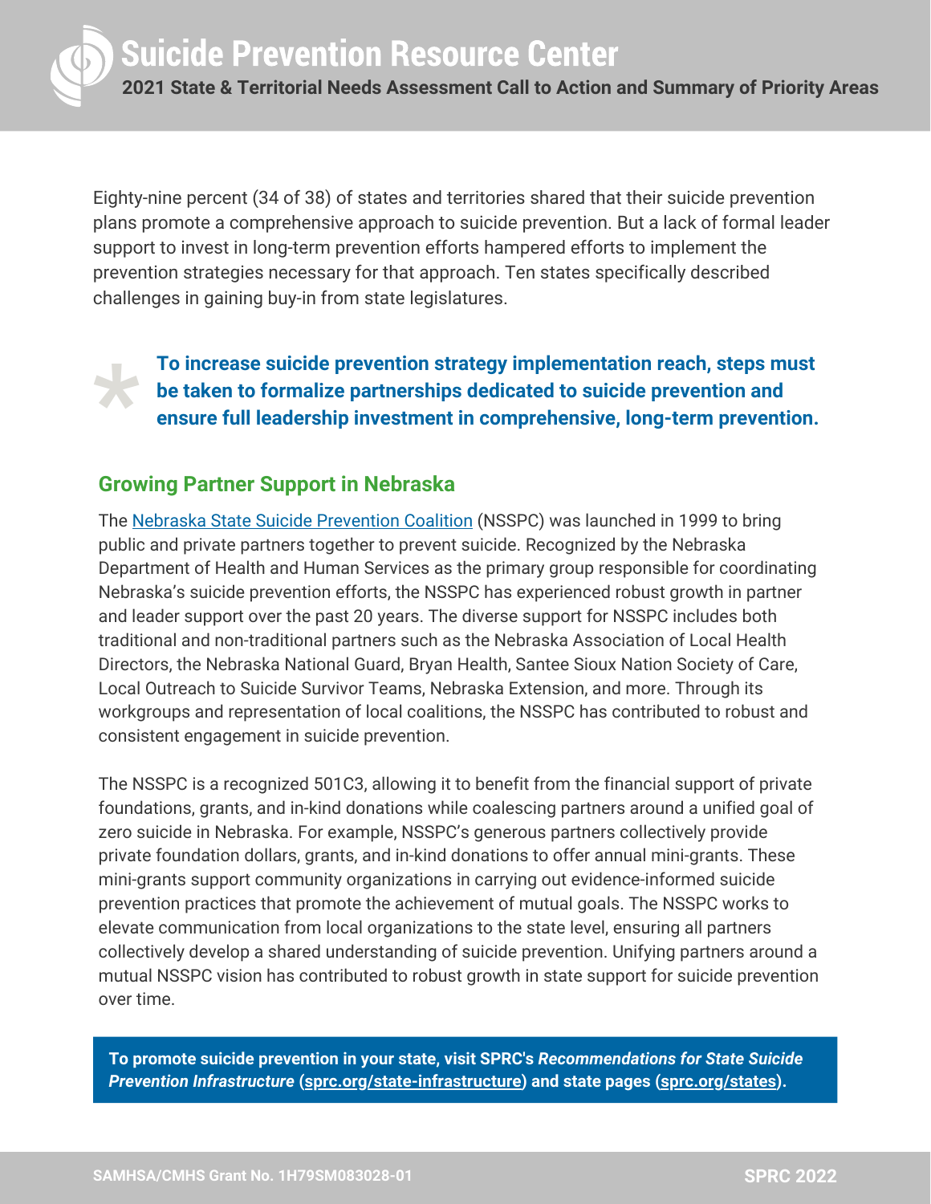Eighty-nine percent (34 of 38) of states and territories shared that their suicide prevention plans promote a comprehensive approach to suicide prevention. But a lack of formal leader support to invest in long-term prevention efforts hampered efforts to implement the prevention strategies necessary for that approach. Ten states specifically described challenges in gaining buy-in from state legislatures.

**To increase suicide prevention strategy implementation reach, steps must be taken to formalize partnerships dedicated to suicide prevention and ensure full leadership investment in comprehensive, long-term prevention.**

## Growing Partner Support in Nebraska

The Nebraska State Suicide Prevention Coalition (NSSPC) was launched in 1999 to bring public and private partners together to prevent suicide. Recognized by the Nebraska Department of Health and Human Services as the primary group responsible for coordinating Nebraska's suicide prevention efforts, the NSSPC has experienced robust growth in partner and leader support over the past 20 years. The diverse support for NSSPC includes both traditional and non-traditional partners such as the Nebraska Association of Local Health Directors, the Nebraska National Guard, Bryan Health, Santee Sioux Nation Society of Care, Local Outreach to Suicide Survivor Teams, Nebraska Extension, and more. Through its workgroups and representation of local coalitions, the NSSPC has contributed to robust and consistent engagement in suicide prevention.

The NSSPC is a recognized 501C3, allowing it to benefit from the financial support of private foundations, grants, and in-kind donations while coalescing partners around a unified goal of zero suicide in Nebraska. For example, NSSPC's generous partners collectively provide private foundation dollars, grants, and in-kind donations to offer annual mini-grants. These mini-grants support community organizations in carrying out evidence-informed suicide prevention practices that promote the achievement of mutual goals. The NSSPC works to elevate communication from local organizations to the state level, ensuring all partners collectively develop a shared understanding of suicide prevention. Unifying partners around a mutual NSSPC vision has contributed to robust growth in state support for suicide prevention over time.

**To promote suicide prevention in your state, visit SPRC's *Recommendations for State Suicide Prevention Infrastructure* (sprc.org/state-infrastructure) and state pages (sprc.org/states).**

SAMHSA/CMHS Grant No. 1H79SM083028-01

SPRC 2022